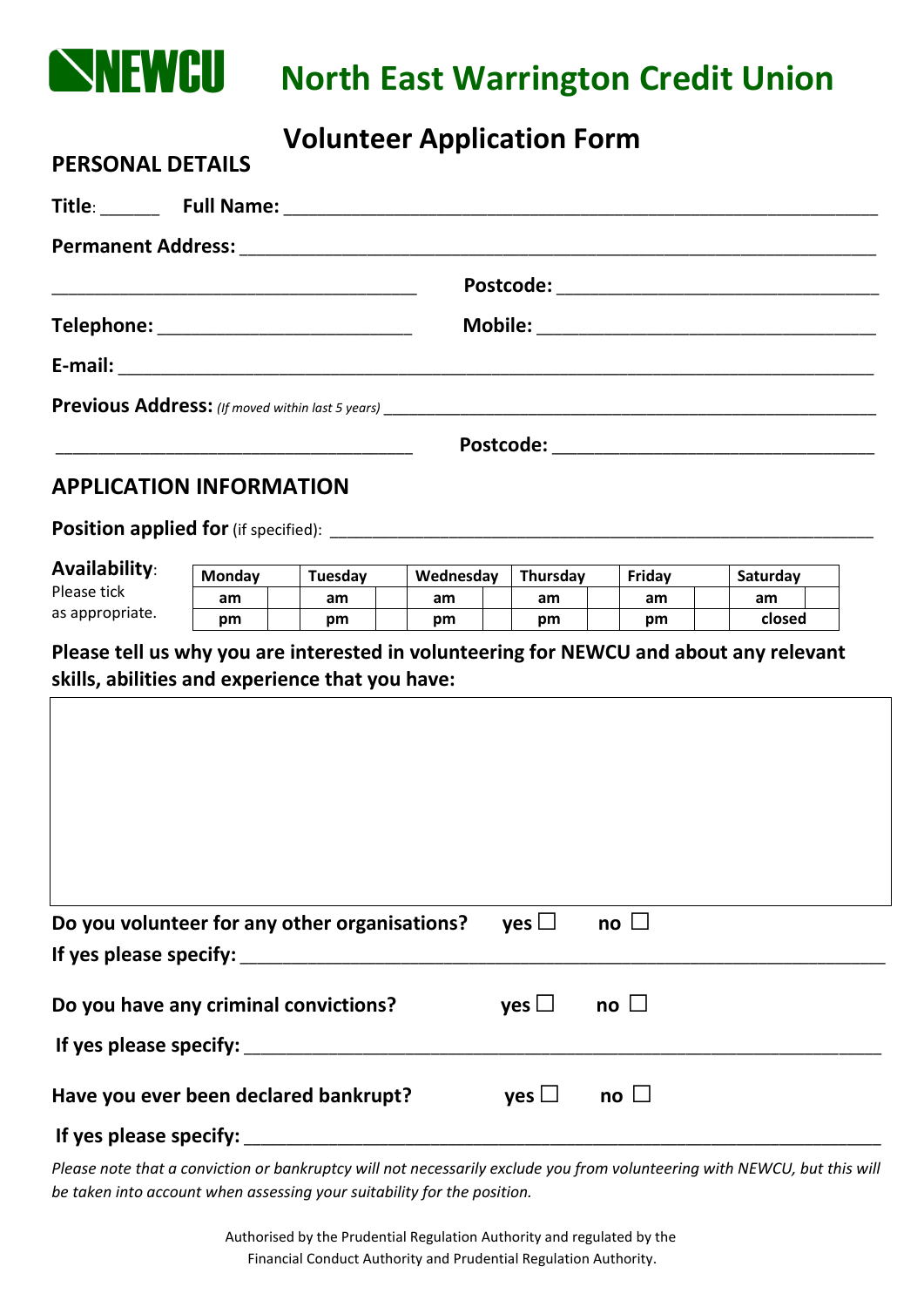# NEWCU North East Warrington Credit Union

## Volunteer Application Form

### PERSONAL DETAILS

**Title**: ______ **Full Name:** ____________________________________________________________

**Permanent Address:** ____________________________________________________________

______________________________________ **Postcode:** ________________________________

**Telephone:** __________________________ **Mobile:** ___________________________________

**E-mail:** ______________________________________________________________________________

**Previous Address:** *(If moved within last 5 years)* _______________________________________________

______________________________________ **Postcode:** ________________________________

### APPLICATION INFORMATION

**Position applied for** (if specified): ___________________________________________________

**Availability**: Please tick as appropriate.

| Monday | | Tuesday | | Wednesday | | Thursday | | Friday | | Saturday | |
|---|---|---|---|---|---|---|---|---|---|---|---|
| am | | am | | am | | am | | am | | am | |
| pm | | pm | | pm | | pm | | pm | | closed | |

**Please tell us why you are interested in volunteering for NEWCU and about any relevant skills, abilities and experience that you have:**

&nbsp;

**Do you volunteer for any other organisations?** **yes** ☐ **no** ☐

**If yes please specify:** ______________________________________________________________

**Do you have any criminal convictions?** **yes** ☐ **no** ☐

**If yes please specify:** ______________________________________________________________

**Have you ever been declared bankrupt?** **yes** ☐ **no** ☐

**If yes please specify:** ______________________________________________________________

*Please note that a conviction or bankruptcy will not necessarily exclude you from volunteering with NEWCU, but this will be taken into account when assessing your suitability for the position.*

Authorised by the Prudential Regulation Authority and regulated by the Financial Conduct Authority and Prudential Regulation Authority.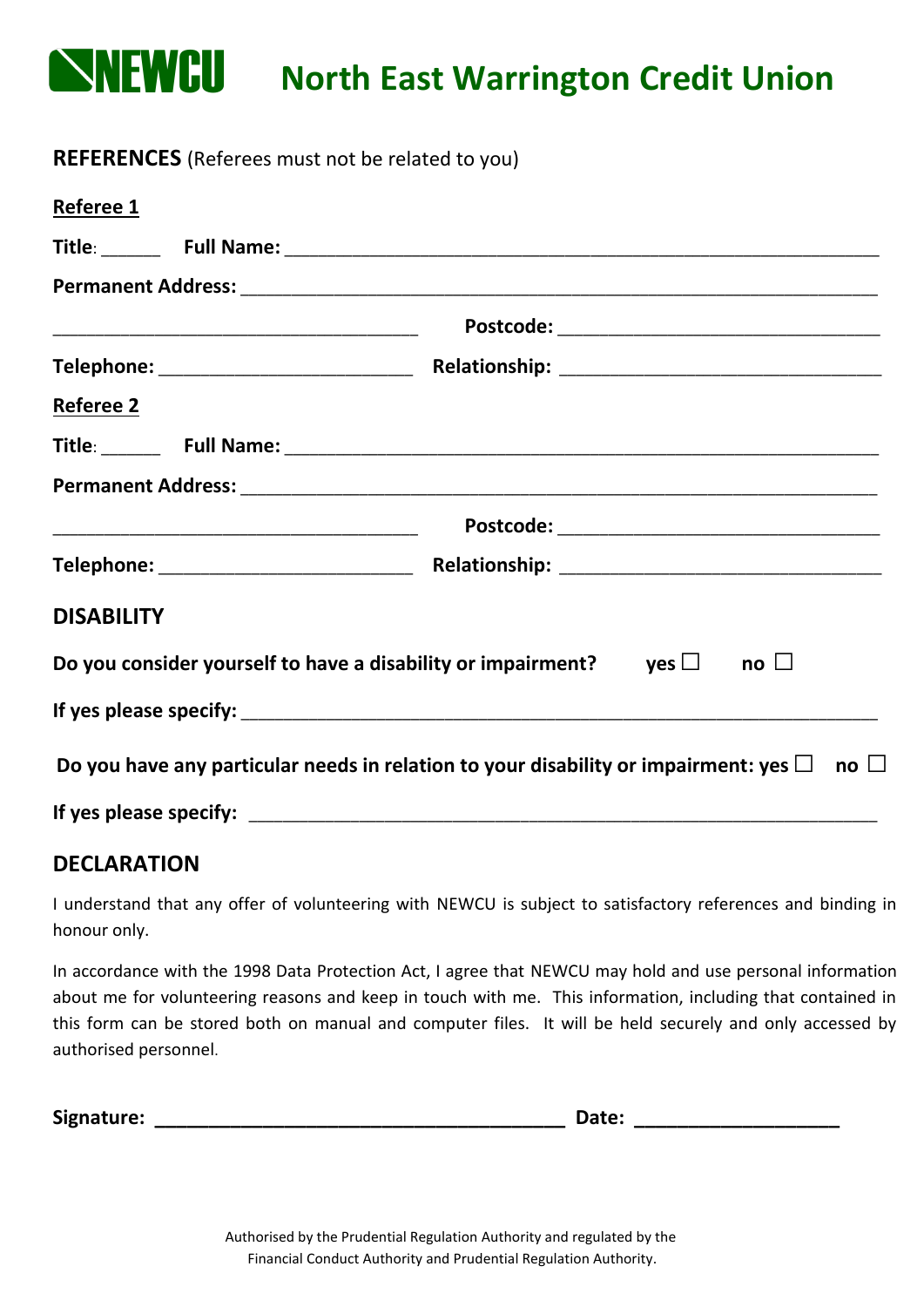# NEWCU North East Warrington Credit Union

**REFERENCES** (Referees must not be related to you)

**Referee 1**

**Title**: ______ **Full Name:** ______________________________________________________________

**Permanent Address:** ______________________________________________________________

______________________________________ **Postcode:** _________________________________

**Telephone:** __________________________ **Relationship:** _________________________________

**Referee 2**

**Title**: ______ **Full Name:** ______________________________________________________________

**Permanent Address:** ______________________________________________________________

______________________________________ **Postcode:** _________________________________

**Telephone:** __________________________ **Relationship:** _________________________________

## DISABILITY

**Do you consider yourself to have a disability or impairment?** **yes** ☐ **no** ☐

**If yes please specify:** ______________________________________________________________

**Do you have any particular needs in relation to your disability or impairment: yes** ☐ **no** ☐

**If yes please specify:** ______________________________________________________________

## DECLARATION

I understand that any offer of volunteering with NEWCU is subject to satisfactory references and binding in honour only.

In accordance with the 1998 Data Protection Act, I agree that NEWCU may hold and use personal information about me for volunteering reasons and keep in touch with me. This information, including that contained in this form can be stored both on manual and computer files. It will be held securely and only accessed by authorised personnel.

**Signature: __________________________________________ Date: ___________________**

Authorised by the Prudential Regulation Authority and regulated by the Financial Conduct Authority and Prudential Regulation Authority.